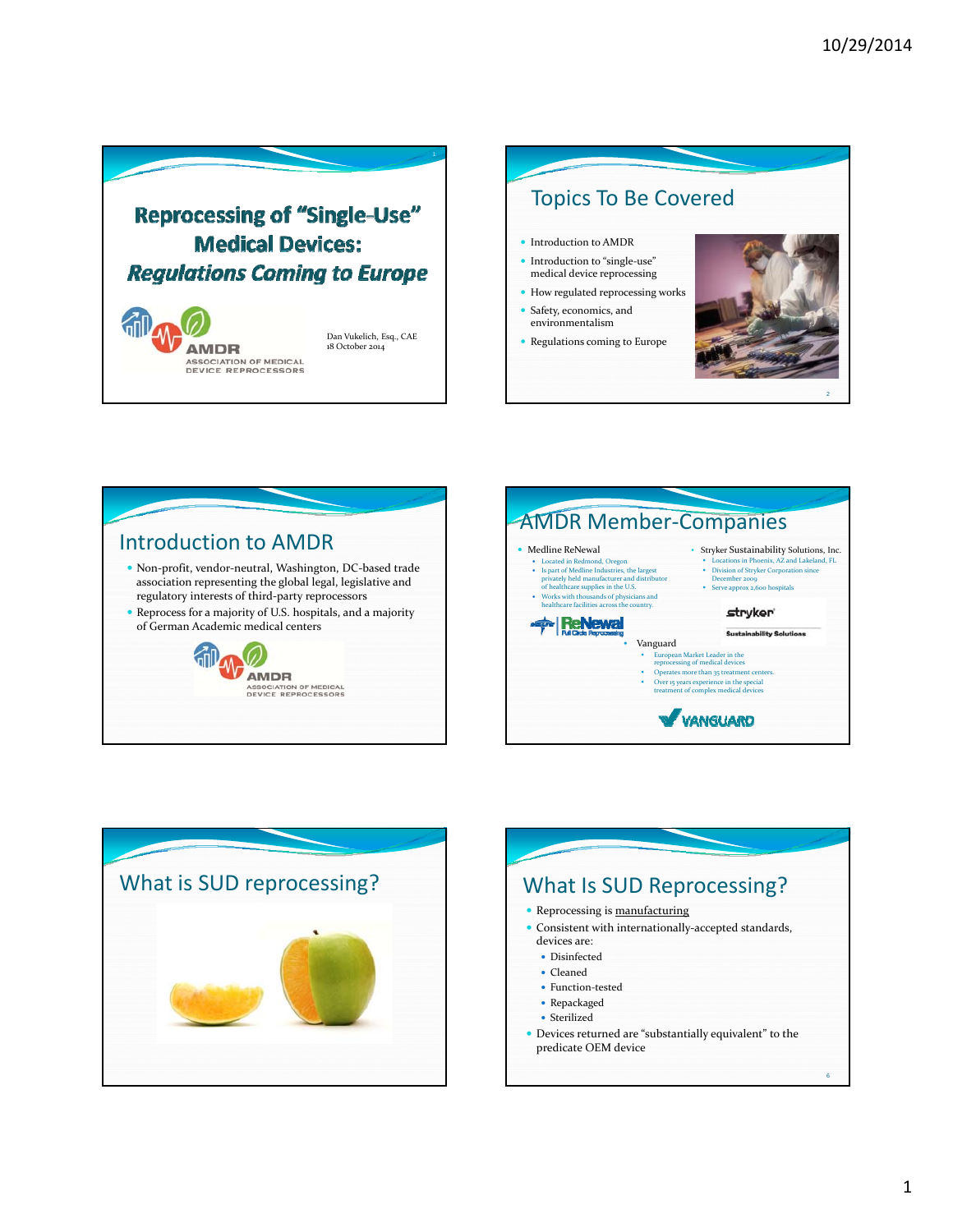# Reprocessing of "Single-Use" Medical Devices: *Regulations Coming to Europe*

AMDR ASSOCIATION OF MEDICAL DEVICE REPROCESSORS

Dan Vukelich, Esq., CAE
18 October 2014

## Topics To Be Covered

- Introduction to AMDR
- Introduction to "single-use" medical device reprocessing
- How regulated reprocessing works
- Safety, economics, and environmentalism
- Regulations coming to Europe

## Introduction to AMDR

- Non-profit, vendor-neutral, Washington, DC-based trade association representing the global legal, legislative and regulatory interests of third-party reprocessors
- Reprocess for a majority of U.S. hospitals, and a majority of German Academic medical centers

AMDR ASSOCIATION OF MEDICAL DEVICE REPROCESSORS

## AMDR Member-Companies

- Medline ReNewal
  - Located in Redmond, Oregon
  - Is part of Medline Industries, the largest privately held manufacturer and distributor of healthcare supplies in the U.S.
  - Works with thousands of physicians and healthcare facilities across the country.
- Stryker Sustainability Solutions, Inc.
  - Locations in Phoenix, AZ and Lakeland, FL
  - Division of Stryker Corporation since December 2009
  - Serve approx 2,600 hospitals
- Vanguard
  - European Market Leader in the reprocessing of medical devices
  - Operates more than 35 treatment centers.
  - Over 15 years experience in the special treatment of complex medical devices

## What is SUD reprocessing?

## What Is SUD Reprocessing?

- Reprocessing is <u>manufacturing</u>
- Consistent with internationally-accepted standards, devices are:
  - Disinfected
  - Cleaned
  - Function-tested
  - Repackaged
  - Sterilized
- Devices returned are "substantially equivalent" to the predicate OEM device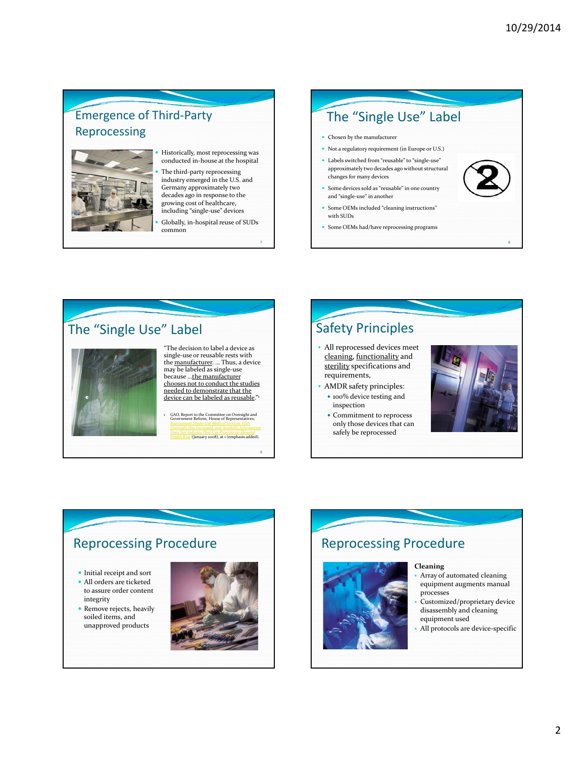## Emergence of Third-Party Reprocessing

- Historically, most reprocessing was conducted in-house at the hospital
- The third-party reprocessing industry emerged in the U.S. and Germany approximately two decades ago in response to the growing cost of healthcare, including "single-use" devices
- Globally, in-hospital reuse of SUDs common

## The "Single Use" Label

- Chosen by the manufacturer
- Not a regulatory requirement (in Europe or U.S.)
- Labels switched from "reusable" to "single-use" approximately two decades ago without structural changes for many devices
- Some devices sold as "reusable" in one country and "single-use" in another
- Some OEMs included "cleaning instructions" with SUDs
- Some OEMs had/have reprocessing programs

## The "Single Use" Label

"The decision to label a device as single-use or reusable rests with the manufacturer. ... Thus, a device may be labeled as single-use because ...the manufacturer chooses not to conduct the studies needed to demonstrate that the device can be labeled as reusable."[1]

1 GAO, Report to the Committee on Oversight and Government Reform, House of Representatives; *Reprocessed Single-Use Medical Devices: FDA Oversight Has Increased, and Available Information Does Not Indicate That Use Presents an Elevated Health Risk* (January 2008), at 1 (emphasis added).

## Safety Principles

- All reprocessed devices meet cleaning, functionality and sterility specifications and requirements,
- AMDR safety principles:
  - 100% device testing and inspection
  - Commitment to reprocess only those devices that can safely be reprocessed

## Reprocessing Procedure

- Initial receipt and sort
- All orders are ticketed to assure order content integrity
- Remove rejects, heavily soiled items, and unapproved products

## Reprocessing Procedure

**Cleaning**

- Array of automated cleaning equipment augments manual processes
- Customized/proprietary device disassembly and cleaning equipment used
- All protocols are device-specific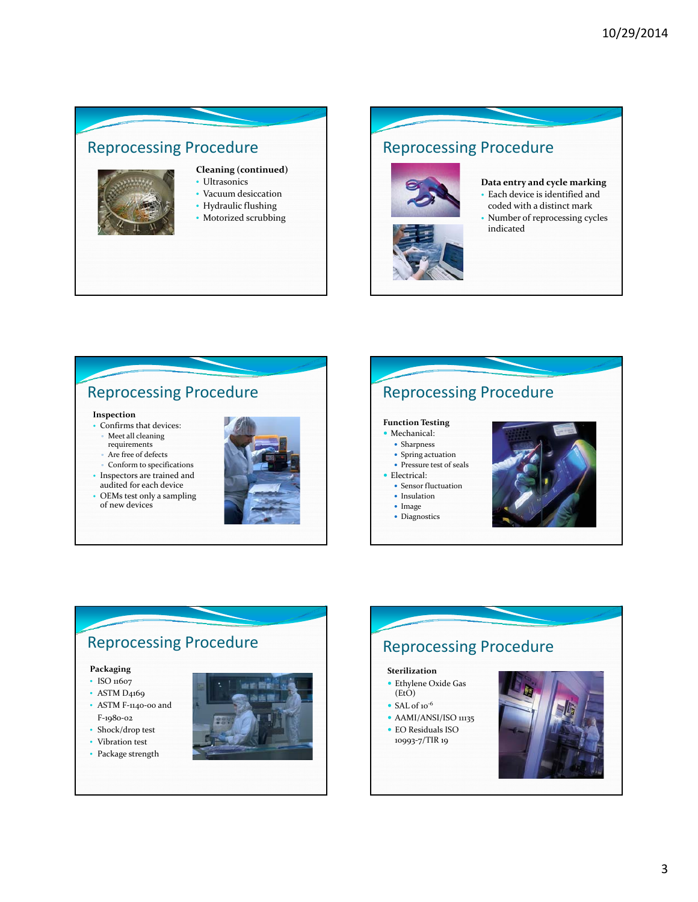## Reprocessing Procedure

**Cleaning (continued)**

- Ultrasonics
- Vacuum desiccation
- Hydraulic flushing
- Motorized scrubbing

## Reprocessing Procedure

**Data entry and cycle marking**

- Each device is identified and coded with a distinct mark
- Number of reprocessing cycles indicated

## Reprocessing Procedure

**Inspection**

- Confirms that devices:
  - Meet all cleaning requirements
  - Are free of defects
  - Conform to specifications
- Inspectors are trained and audited for each device
- OEMs test only a sampling of new devices

## Reprocessing Procedure

**Function Testing**

- Mechanical:
  - Sharpness
  - Spring actuation
  - Pressure test of seals
- Electrical:
  - Sensor fluctuation
  - Insulation
  - Image
  - Diagnostics

## Reprocessing Procedure

**Packaging**

- ISO 11607
- ASTM D4169
- ASTM F-1140-00 and F-1980-02
- Shock/drop test
- Vibration test
- Package strength

## Reprocessing Procedure

**Sterilization**

- Ethylene Oxide Gas (EtO)
- SAL of $10^{-6}$
- AAMI/ANSI/ISO 11135
- EO Residuals ISO 10993-7/TIR 19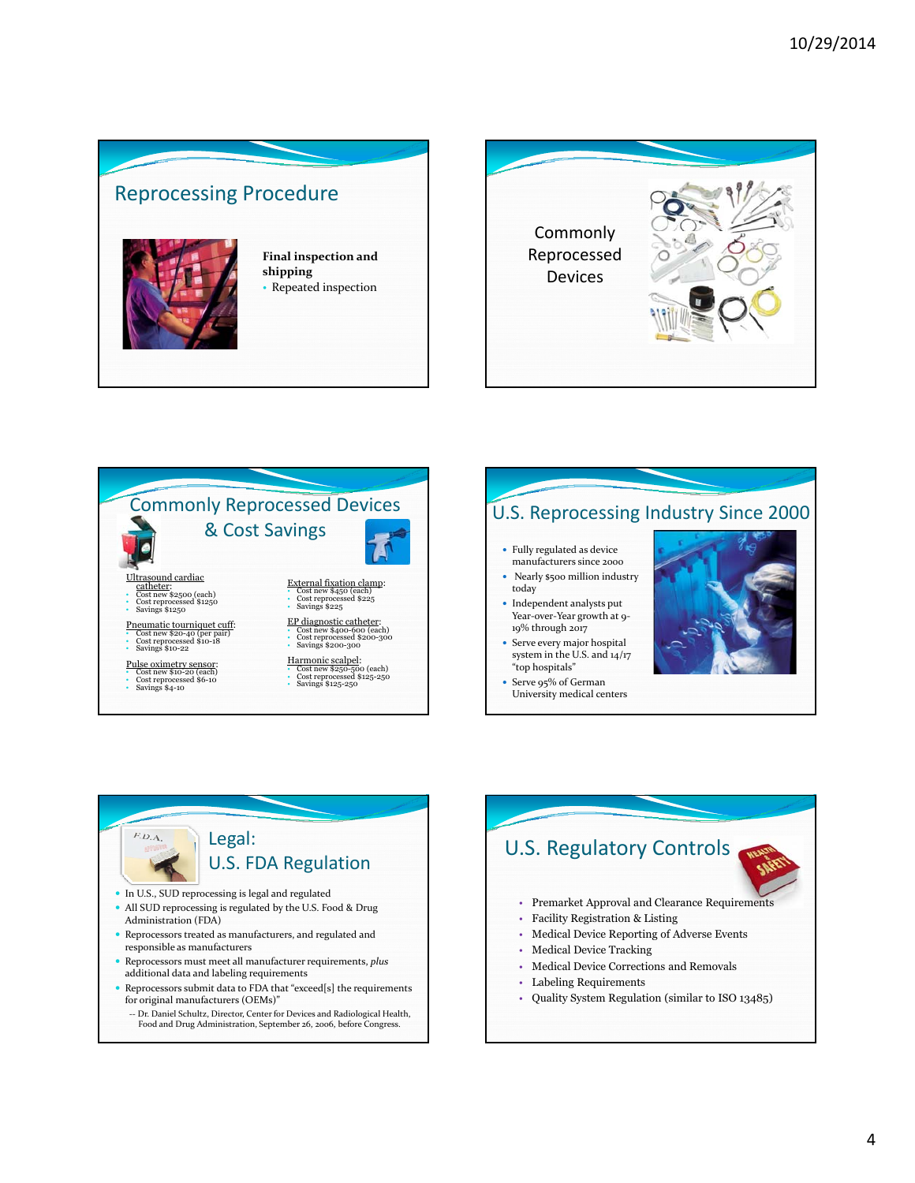## Reprocessing Procedure

**Final inspection and shipping**

- Repeated inspection

## Commonly Reprocessed Devices

## Commonly Reprocessed Devices & Cost Savings

Ultrasound cardiac catheter:
- Cost new $2500 (each)
- Cost reprocessed $1250
- Savings $1250

Pneumatic tourniquet cuff:
- Cost new $20-40 (per pair)
- Cost reprocessed $10-18
- Savings $10-22

Pulse oximetry sensor:
- Cost new $10-20 (each)
- Cost reprocessed $6-10
- Savings $4-10

External fixation clamp:
- Cost new $450 (each)
- Cost reprocessed $225
- Savings $225

EP diagnostic catheter:
- Cost new $400-600 (each)
- Cost reprocessed $200-300
- Savings $200-300

Harmonic scalpel:
- Cost new $250-500 (each)
- Cost reprocessed $125-250
- Savings $125-250

## U.S. Reprocessing Industry Since 2000

- Fully regulated as device manufacturers since 2000
- Nearly $500 million industry today
- Independent analysts put Year-over-Year growth at 9-19% through 2017
- Serve every major hospital system in the U.S. and 14/17 "top hospitals"
- Serve 95% of German University medical centers

## Legal: U.S. FDA Regulation

- In U.S., SUD reprocessing is legal and regulated
- All SUD reprocessing is regulated by the U.S. Food & Drug Administration (FDA)
- Reprocessors treated as manufacturers, and regulated and responsible as manufacturers
- Reprocessors must meet all manufacturer requirements, *plus* additional data and labeling requirements
- Reprocessors submit data to FDA that "exceed[s] the requirements for original manufacturers (OEMs)"
  - -- Dr. Daniel Schultz, Director, Center for Devices and Radiological Health, Food and Drug Administration, September 26, 2006, before Congress.

## U.S. Regulatory Controls

- Premarket Approval and Clearance Requirements
- Facility Registration & Listing
- Medical Device Reporting of Adverse Events
- Medical Device Tracking
- Medical Device Corrections and Removals
- Labeling Requirements
- Quality System Regulation (similar to ISO 13485)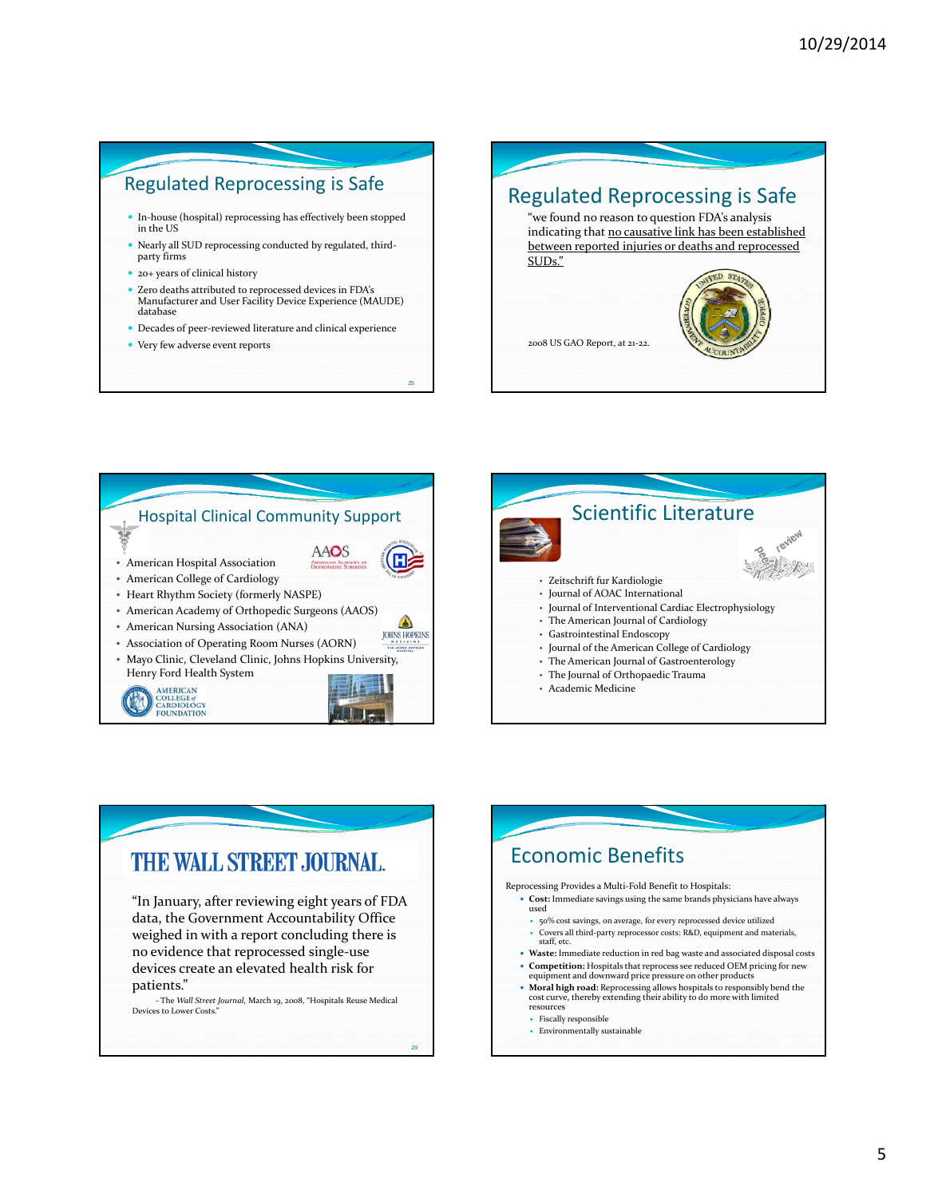## Regulated Reprocessing is Safe

- In-house (hospital) reprocessing has effectively been stopped in the US
- Nearly all SUD reprocessing conducted by regulated, third-party firms
- 20+ years of clinical history
- Zero deaths attributed to reprocessed devices in FDA's Manufacturer and User Facility Device Experience (MAUDE) database
- Decades of peer-reviewed literature and clinical experience
- Very few adverse event reports

## Regulated Reprocessing is Safe

"we found no reason to question FDA's analysis indicating that no causative link has been established between reported injuries or deaths and reprocessed SUDs."

2008 US GAO Report, at 21-22.

## Hospital Clinical Community Support

- American Hospital Association
- American College of Cardiology
- Heart Rhythm Society (formerly NASPE)
- American Academy of Orthopedic Surgeons (AAOS)
- American Nursing Association (ANA)
- Association of Operating Room Nurses (AORN)
- Mayo Clinic, Cleveland Clinic, Johns Hopkins University, Henry Ford Health System

## Scientific Literature

- Zeitschrift fur Kardiologie
- Journal of AOAC International
- Journal of Interventional Cardiac Electrophysiology
- The American Journal of Cardiology
- Gastrointestinal Endoscopy
- Journal of the American College of Cardiology
- The American Journal of Gastroenterology
- The Journal of Orthopaedic Trauma
- Academic Medicine

## THE WALL STREET JOURNAL.

"In January, after reviewing eight years of FDA data, the Government Accountability Office weighed in with a report concluding there is no evidence that reprocessed single-use devices create an elevated health risk for patients."

- The *Wall Street Journal*, March 19, 2008, "Hospitals Reuse Medical Devices to Lower Costs."

## Economic Benefits

Reprocessing Provides a Multi-Fold Benefit to Hospitals:

- **Cost:** Immediate savings using the same brands physicians have always used
  - 50% cost savings, on average, for every reprocessed device utilized
  - Covers all third-party reprocessor costs: R&D, equipment and materials, staff, etc.
- **Waste:** Immediate reduction in red bag waste and associated disposal costs
- **Competition:** Hospitals that reprocess see reduced OEM pricing for new equipment and downward price pressure on other products
- **Moral high road:** Reprocessing allows hospitals to responsibly bend the cost curve, thereby extending their ability to do more with limited resources
  - Fiscally responsible
  - Environmentally sustainable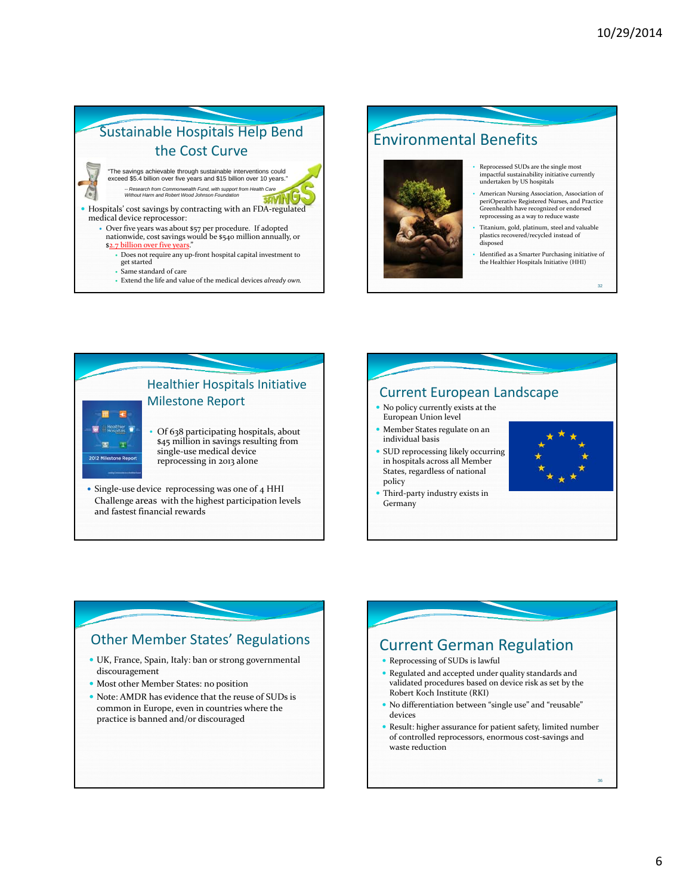## Sustainable Hospitals Help Bend the Cost Curve

"The savings achievable through sustainable interventions could exceed $5.4 billion over five years and $15 billion over 10 years."

*-- Research from Commonwealth Fund, with support from Health Care Without Harm and Robert Wood Johnson Foundation*

- Hospitals' cost savings by contracting with an FDA-regulated medical device reprocessor:
  - Over five years was about $57 per procedure. If adopted nationwide, cost savings would be $540 million annually, or $2.7 billion over five years."
    - Does not require any up-front hospital capital investment to get started
    - Same standard of care
    - Extend the life and value of the medical devices *already own.*

## Environmental Benefits

- Reprocessed SUDs are the single most impactful sustainability initiative currently undertaken by US hospitals
- American Nursing Association, Association of periOperative Registered Nurses, and Practice Greenhealth have recognized or endorsed reprocessing as a way to reduce waste
- Titanium, gold, platinum, steel and valuable plastics recovered/recycled instead of disposed
- Identified as a Smarter Purchasing initiative of the Healthier Hospitals Initiative (HHI)

## Healthier Hospitals Initiative Milestone Report

- Of 638 participating hospitals, about $45 million in savings resulting from single-use medical device reprocessing in 2013 alone
- Single-use device reprocessing was one of 4 HHI Challenge areas with the highest participation levels and fastest financial rewards

## Current European Landscape

- No policy currently exists at the European Union level
- Member States regulate on an individual basis
- SUD reprocessing likely occurring in hospitals across all Member States, regardless of national policy
- Third-party industry exists in Germany

## Other Member States' Regulations

- UK, France, Spain, Italy: ban or strong governmental discouragement
- Most other Member States: no position
- Note: AMDR has evidence that the reuse of SUDs is common in Europe, even in countries where the practice is banned and/or discouraged

## Current German Regulation

- Reprocessing of SUDs is lawful
- Regulated and accepted under quality standards and validated procedures based on device risk as set by the Robert Koch Institute (RKI)
- No differentiation between "single use" and "reusable" devices
- Result: higher assurance for patient safety, limited number of controlled reprocessors, enormous cost-savings and waste reduction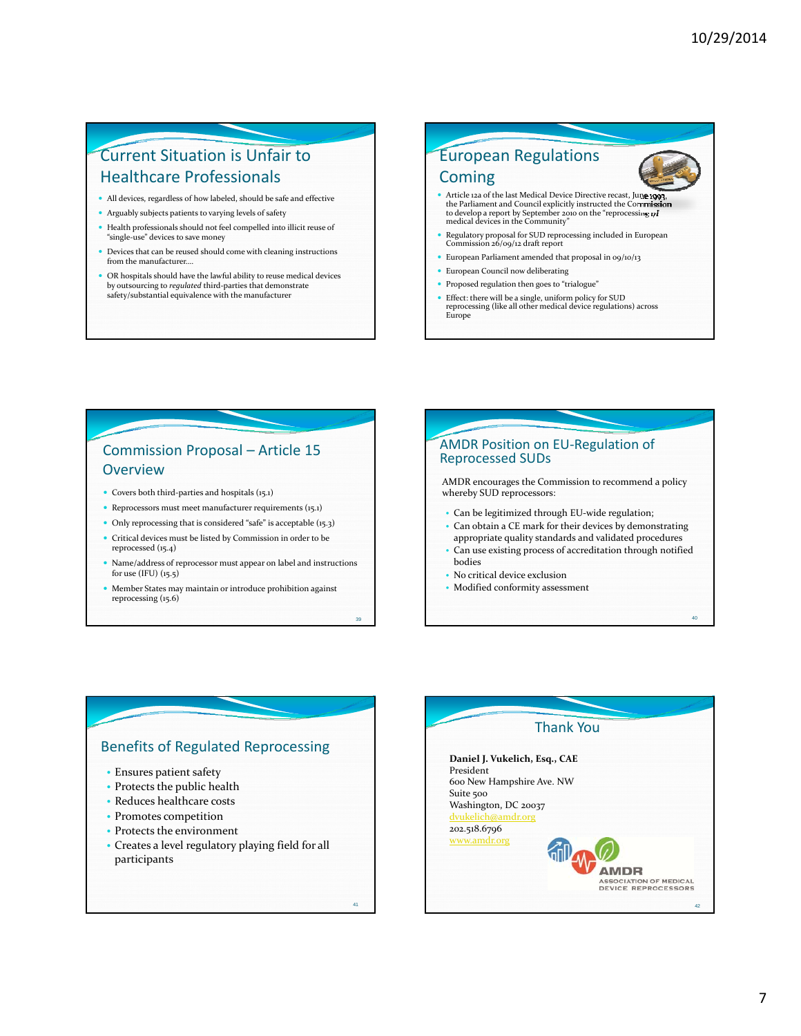## Current Situation is Unfair to Healthcare Professionals

- All devices, regardless of how labeled, should be safe and effective
- Arguably subjects patients to varying levels of safety
- Health professionals should not feel compelled into illicit reuse of "single-use" devices to save money
- Devices that can be reused should come with cleaning instructions from the manufacturer....
- OR hospitals should have the lawful ability to reuse medical devices by outsourcing to *regulated* third-parties that demonstrate safety/substantial equivalence with the manufacturer

## European Regulations Coming

- Article 12a of the last Medical Device Directive recast, June 1993, the Parliament and Council explicitly instructed the Commission to develop a report by September 2010 on the "reprocessing of medical devices in the Community"
- Regulatory proposal for SUD reprocessing included in European Commission 26/09/12 draft report
- European Parliament amended that proposal in 09/10/13
- European Council now deliberating
- Proposed regulation then goes to "trialogue"
- Effect: there will be a single, uniform policy for SUD reprocessing (like all other medical device regulations) across Europe

## Commission Proposal – Article 15 Overview

- Covers both third-parties and hospitals (15.1)
- Reprocessors must meet manufacturer requirements (15.1)
- Only reprocessing that is considered "safe" is acceptable (15.3)
- Critical devices must be listed by Commission in order to be reprocessed (15.4)
- Name/address of reprocessor must appear on label and instructions for use (IFU) (15.5)
- Member States may maintain or introduce prohibition against reprocessing (15.6)

## AMDR Position on EU-Regulation of Reprocessed SUDs

AMDR encourages the Commission to recommend a policy whereby SUD reprocessors:

- Can be legitimized through EU-wide regulation;
- Can obtain a CE mark for their devices by demonstrating appropriate quality standards and validated procedures
- Can use existing process of accreditation through notified bodies
- No critical device exclusion
- Modified conformity assessment

## Benefits of Regulated Reprocessing

- Ensures patient safety
- Protects the public health
- Reduces healthcare costs
- Promotes competition
- Protects the environment
- Creates a level regulatory playing field for all participants

## Thank You

**Daniel J. Vukelich, Esq., CAE**
President
600 New Hampshire Ave. NW
Suite 500
Washington, DC 20037
dvukelich@amdr.org
202.518.6796
www.amdr.org

AMDR
ASSOCIATION OF MEDICAL DEVICE REPROCESSORS